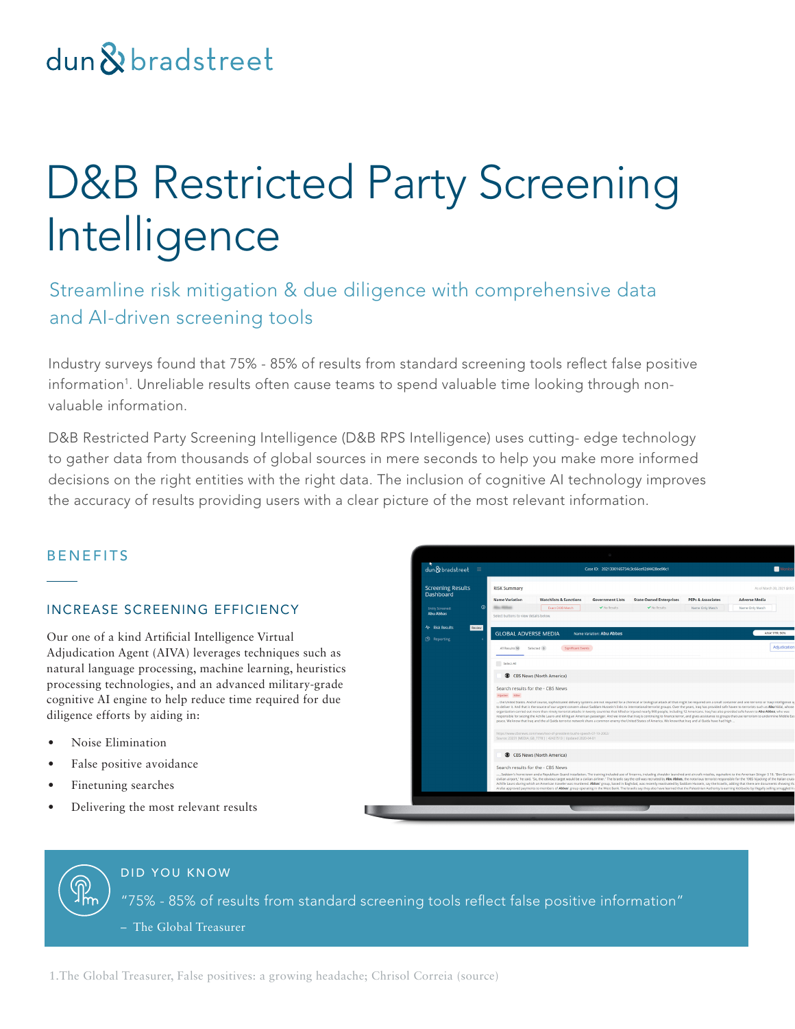dun & bradstreet

# D&B Restricted Party Screening Intelligence

## Streamline risk mitigation & due diligence with comprehensive data and AI-driven screening tools

Industry surveys found that 75% - 85% of results from standard screening tools reflect false positive information[1]. Unreliable results often cause teams to spend valuable time looking through non-valuable information.

D&B Restricted Party Screening Intelligence (D&B RPS Intelligence) uses cutting- edge technology to gather data from thousands of global sources in mere seconds to help you make more informed decisions on the right entities with the right data. The inclusion of cognitive AI technology improves the accuracy of results providing users with a clear picture of the most relevant information.

## BENEFITS

### INCREASE SCREENING EFFICIENCY

Our one of a kind Artificial Intelligence Virtual Adjudication Agent (AIVA) leverages techniques such as natural language processing, machine learning, heuristics processing technologies, and an advanced military-grade cognitive AI engine to help reduce time required for due diligence efforts by aiding in:

- Noise Elimination
- False positive avoidance
- Finetuning searches
- Delivering the most relevant results

### DID YOU KNOW

"75% - 85% of results from standard screening tools reflect false positive information"

– The Global Treasurer

1.The Global Treasurer, False positives: a growing headache; Chrisol Correia (source)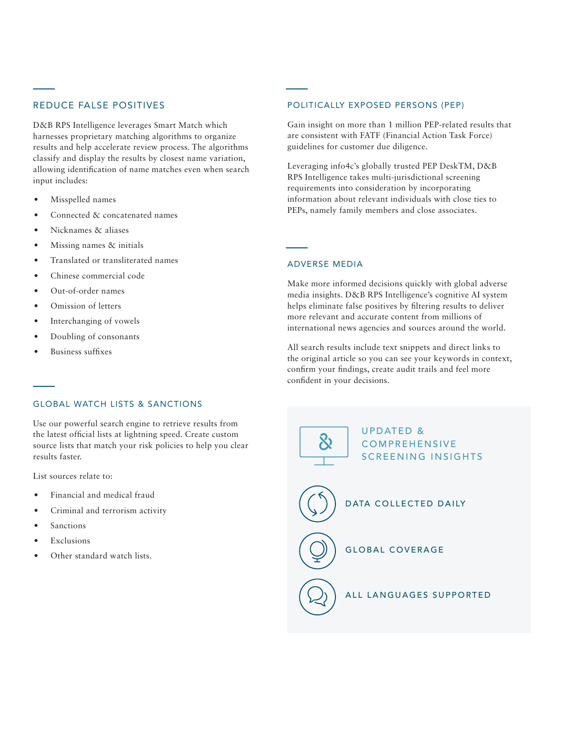## REDUCE FALSE POSITIVES

D&B RPS Intelligence leverages Smart Match which harnesses proprietary matching algorithms to organize results and help accelerate review process. The algorithms classify and display the results by closest name variation, allowing identification of name matches even when search input includes:

- Misspelled names
- Connected & concatenated names
- Nicknames & aliases
- Missing names & initials
- Translated or transliterated names
- Chinese commercial code
- Out-of-order names
- Omission of letters
- Interchanging of vowels
- Doubling of consonants
- Business suffixes

## GLOBAL WATCH LISTS & SANCTIONS

Use our powerful search engine to retrieve results from the latest official lists at lightning speed. Create custom source lists that match your risk policies to help you clear results faster.

List sources relate to:

- Financial and medical fraud
- Criminal and terrorism activity
- Sanctions
- Exclusions
- Other standard watch lists.

## POLITICALLY EXPOSED PERSONS (PEP)

Gain insight on more than 1 million PEP-related results that are consistent with FATF (Financial Action Task Force) guidelines for customer due diligence.

Leveraging info4c's globally trusted PEP DeskTM, D&B RPS Intelligence takes multi-jurisdictional screening requirements into consideration by incorporating information about relevant individuals with close ties to PEPs, namely family members and close associates.

## ADVERSE MEDIA

Make more informed decisions quickly with global adverse media insights. D&B RPS Intelligence's cognitive AI system helps eliminate false positives by filtering results to deliver more relevant and accurate content from millions of international news agencies and sources around the world.

All search results include text snippets and direct links to the original article so you can see your keywords in context, confirm your findings, create audit trails and feel more confident in your decisions.

### UPDATED & COMPREHENSIVE SCREENING INSIGHTS

- DATA COLLECTED DAILY
- GLOBAL COVERAGE
- ALL LANGUAGES SUPPORTED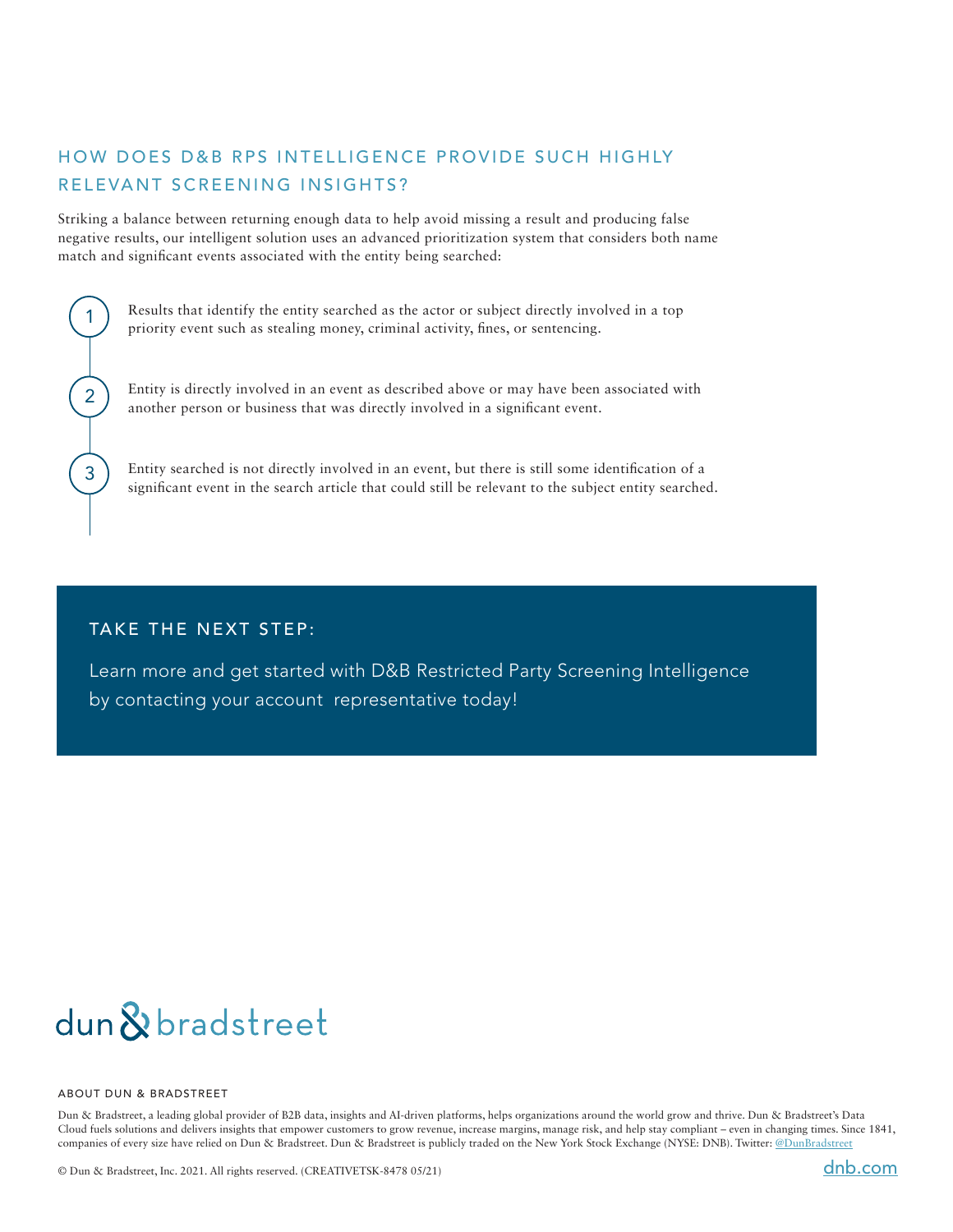## HOW DOES D&B RPS INTELLIGENCE PROVIDE SUCH HIGHLY RELEVANT SCREENING INSIGHTS?

Striking a balance between returning enough data to help avoid missing a result and producing false negative results, our intelligent solution uses an advanced prioritization system that considers both name match and significant events associated with the entity being searched:

1. Results that identify the entity searched as the actor or subject directly involved in a top priority event such as stealing money, criminal activity, fines, or sentencing.
2. Entity is directly involved in an event as described above or may have been associated with another person or business that was directly involved in a significant event.
3. Entity searched is not directly involved in an event, but there is still some identification of a significant event in the search article that could still be relevant to the subject entity searched.

### TAKE THE NEXT STEP:

Learn more and get started with D&B Restricted Party Screening Intelligence by contacting your account representative today!

dun & bradstreet

#### ABOUT DUN & BRADSTREET

Dun & Bradstreet, a leading global provider of B2B data, insights and AI-driven platforms, helps organizations around the world grow and thrive. Dun & Bradstreet's Data Cloud fuels solutions and delivers insights that empower customers to grow revenue, increase margins, manage risk, and help stay compliant – even in changing times. Since 1841, companies of every size have relied on Dun & Bradstreet. Dun & Bradstreet is publicly traded on the New York Stock Exchange (NYSE: DNB). Twitter: @DunBradstreet

© Dun & Bradstreet, Inc. 2021. All rights reserved. (CREATIVETSK-8478 05/21)

dnb.com